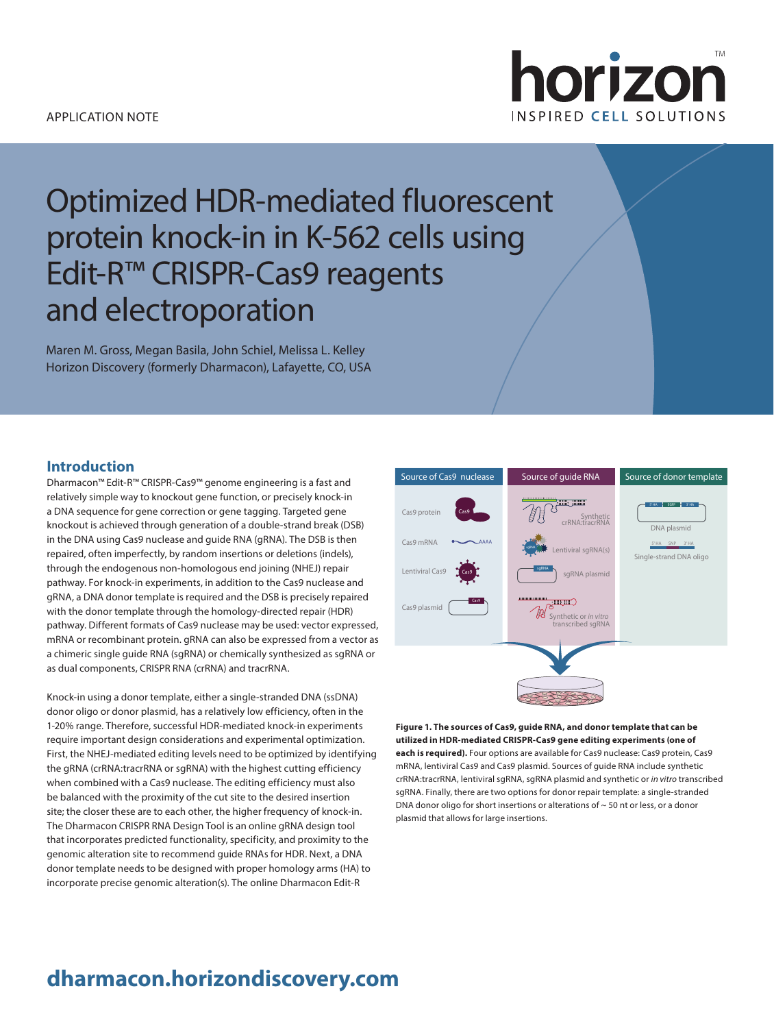APPLICATION NOTE

# Optimized HDR-mediated fluorescent protein knock-in in K-562 cells using Edit-R™ CRISPR-Cas9 reagents and electroporation

Maren M. Gross, Megan Basila, John Schiel, Melissa L. Kelley
Horizon Discovery (formerly Dharmacon), Lafayette, CO, USA

## Introduction

Dharmacon™ Edit-R™ CRISPR-Cas9™ genome engineering is a fast and relatively simple way to knockout gene function, or precisely knock-in a DNA sequence for gene correction or gene tagging. Targeted gene knockout is achieved through generation of a double-strand break (DSB) in the DNA using Cas9 nuclease and guide RNA (gRNA). The DSB is then repaired, often imperfectly, by random insertions or deletions (indels), through the endogenous non-homologous end joining (NHEJ) repair pathway. For knock-in experiments, in addition to the Cas9 nuclease and gRNA, a DNA donor template is required and the DSB is precisely repaired with the donor template through the homology-directed repair (HDR) pathway. Different formats of Cas9 nuclease may be used: vector expressed, mRNA or recombinant protein. gRNA can also be expressed from a vector as a chimeric single guide RNA (sgRNA) or chemically synthesized as sgRNA or as dual components, CRISPR RNA (crRNA) and tracrRNA.

Knock-in using a donor template, either a single-stranded DNA (ssDNA) donor oligo or donor plasmid, has a relatively low efficiency, often in the 1-20% range. Therefore, successful HDR-mediated knock-in experiments require important design considerations and experimental optimization. First, the NHEJ-mediated editing levels need to be optimized by identifying the gRNA (crRNA:tracrRNA or sgRNA) with the highest cutting efficiency when combined with a Cas9 nuclease. The editing efficiency must also be balanced with the proximity of the cut site to the desired insertion site; the closer these are to each other, the higher frequency of knock-in. The Dharmacon CRISPR RNA Design Tool is an online gRNA design tool that incorporates predicted functionality, specificity, and proximity to the genomic alteration site to recommend guide RNAs for HDR. Next, a DNA donor template needs to be designed with proper homology arms (HA) to incorporate precise genomic alteration(s). The online Dharmacon Edit-R

**Figure 1. The sources of Cas9, guide RNA, and donor template that can be utilized in HDR-mediated CRISPR-Cas9 gene editing experiments (one of each is required).** Four options are available for Cas9 nuclease: Cas9 protein, Cas9 mRNA, lentiviral Cas9 and Cas9 plasmid. Sources of guide RNA include synthetic crRNA:tracrRNA, lentiviral sgRNA, sgRNA plasmid and synthetic or *in vitro* transcribed sgRNA. Finally, there are two options for donor repair template: a single-stranded DNA donor oligo for short insertions or alterations of ~ 50 nt or less, or a donor plasmid that allows for large insertions.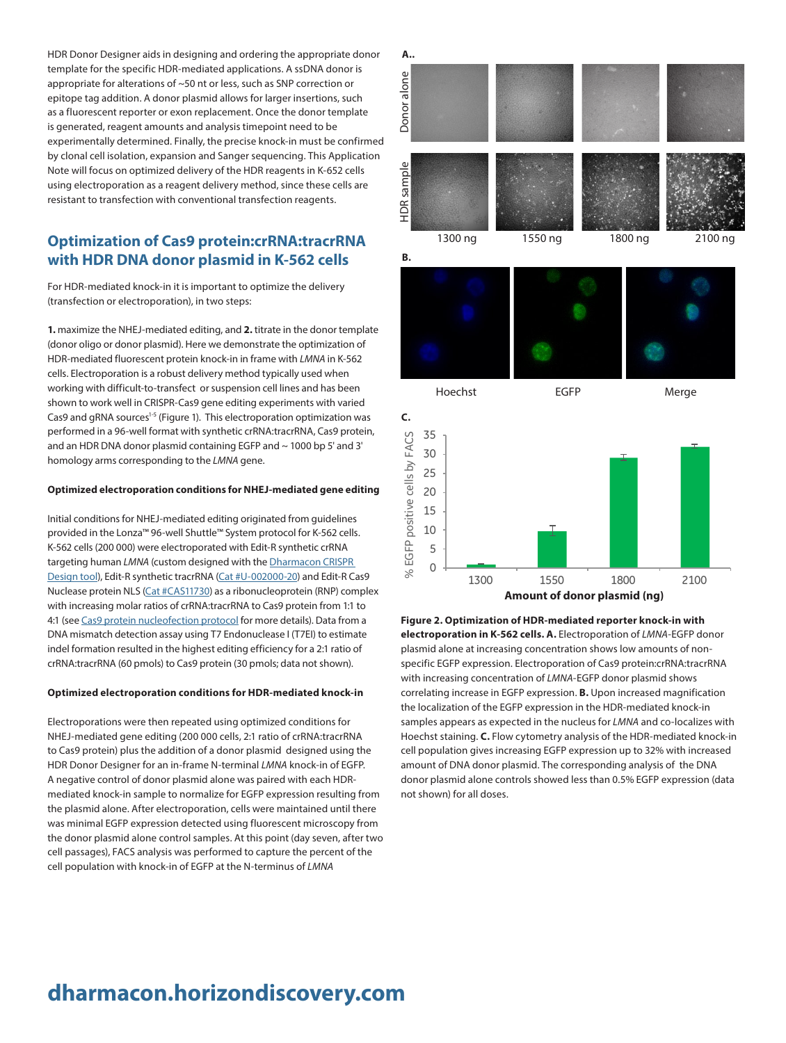HDR Donor Designer aids in designing and ordering the appropriate donor template for the specific HDR-mediated applications. A ssDNA donor is appropriate for alterations of ~50 nt or less, such as SNP correction or epitope tag addition. A donor plasmid allows for larger insertions, such as a fluorescent reporter or exon replacement. Once the donor template is generated, reagent amounts and analysis timepoint need to be experimentally determined. Finally, the precise knock-in must be confirmed by clonal cell isolation, expansion and Sanger sequencing. This Application Note will focus on optimized delivery of the HDR reagents in K-652 cells using electroporation as a reagent delivery method, since these cells are resistant to transfection with conventional transfection reagents.

## Optimization of Cas9 protein:crRNA:tracrRNA with HDR DNA donor plasmid in K-562 cells

For HDR-mediated knock-in it is important to optimize the delivery (transfection or electroporation), in two steps:

**1.** maximize the NHEJ-mediated editing, and **2.** titrate in the donor template (donor oligo or donor plasmid). Here we demonstrate the optimization of HDR-mediated fluorescent protein knock-in in frame with *LMNA* in K-562 cells. Electroporation is a robust delivery method typically used when working with difficult-to-transfect or suspension cell lines and has been shown to work well in CRISPR-Cas9 gene editing experiments with varied Cas9 and gRNA sources[1-5] (Figure 1). This electroporation optimization was performed in a 96-well format with synthetic crRNA:tracrRNA, Cas9 protein, and an HDR DNA donor plasmid containing EGFP and ~ 1000 bp 5' and 3' homology arms corresponding to the *LMNA* gene.

#### Optimized electroporation conditions for NHEJ-mediated gene editing

Initial conditions for NHEJ-mediated editing originated from guidelines provided in the Lonza™ 96-well Shuttle™ System protocol for K-562 cells. K-562 cells (200 000) were electroporated with Edit-R synthetic crRNA targeting human *LMNA* (custom designed with the Dharmacon CRISPR Design tool), Edit-R synthetic tracrRNA (Cat #U-002000-20) and Edit-R Cas9 Nuclease protein NLS (Cat #CAS11730) as a ribonucleoprotein (RNP) complex with increasing molar ratios of crRNA:tracrRNA to Cas9 protein from 1:1 to 4:1 (see Cas9 protein nucleofection protocol for more details). Data from a DNA mismatch detection assay using T7 Endonuclease I (T7EI) to estimate indel formation resulted in the highest editing efficiency for a 2:1 ratio of crRNA:tracrRNA (60 pmols) to Cas9 protein (30 pmols; data not shown).

#### Optimized electroporation conditions for HDR-mediated knock-in

Electroporations were then repeated using optimized conditions for NHEJ-mediated gene editing (200 000 cells, 2:1 ratio of crRNA:tracrRNA to Cas9 protein) plus the addition of a donor plasmid designed using the HDR Donor Designer for an in-frame N-terminal *LMNA* knock-in of EGFP. A negative control of donor plasmid alone was paired with each HDR-mediated knock-in sample to normalize for EGFP expression resulting from the plasmid alone. After electroporation, cells were maintained until there was minimal EGFP expression detected using fluorescent microscopy from the donor plasmid alone control samples. At this point (day seven, after two cell passages), FACS analysis was performed to capture the percent of the cell population with knock-in of EGFP at the N-terminus of *LMNA*

**Figure 2. Optimization of HDR-mediated reporter knock-in with electroporation in K-562 cells. A.** Electroporation of *LMNA*-EGFP donor plasmid alone at increasing concentration shows low amounts of non-specific EGFP expression. Electroporation of Cas9 protein:crRNA:tracrRNA with increasing concentration of *LMNA*-EGFP donor plasmid shows correlating increase in EGFP expression. **B.** Upon increased magnification the localization of the EGFP expression in the HDR-mediated knock-in samples appears as expected in the nucleus for *LMNA* and co-localizes with Hoechst staining. **C.** Flow cytometry analysis of the HDR-mediated knock-in cell population gives increasing EGFP expression up to 32% with increased amount of DNA donor plasmid. The corresponding analysis of the DNA donor plasmid alone controls showed less than 0.5% EGFP expression (data not shown) for all doses.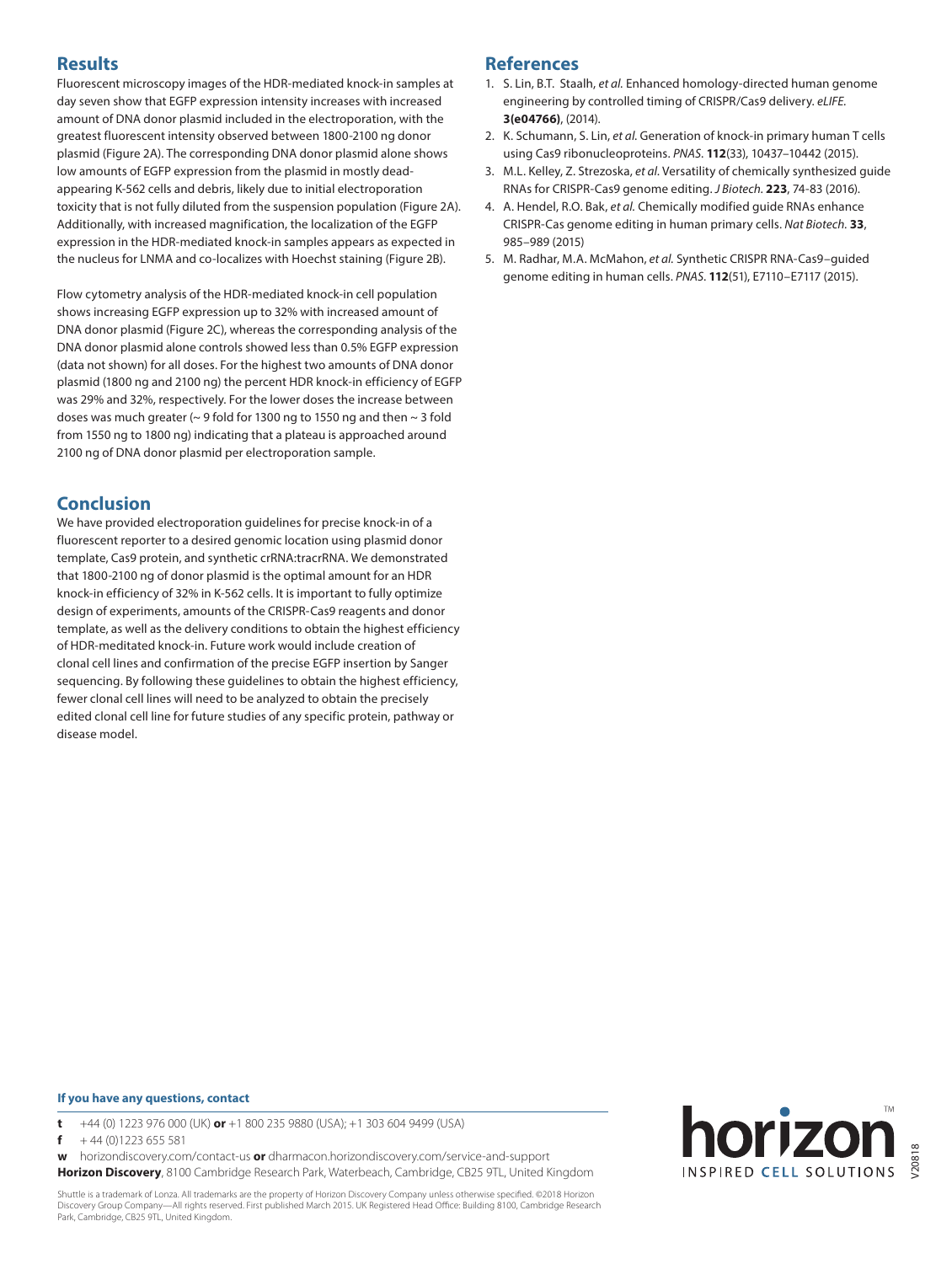## Results

Fluorescent microscopy images of the HDR-mediated knock-in samples at day seven show that EGFP expression intensity increases with increased amount of DNA donor plasmid included in the electroporation, with the greatest fluorescent intensity observed between 1800-2100 ng donor plasmid (Figure 2A). The corresponding DNA donor plasmid alone shows low amounts of EGFP expression from the plasmid in mostly dead-appearing K-562 cells and debris, likely due to initial electroporation toxicity that is not fully diluted from the suspension population (Figure 2A). Additionally, with increased magnification, the localization of the EGFP expression in the HDR-mediated knock-in samples appears as expected in the nucleus for LNMA and co-localizes with Hoechst staining (Figure 2B).

Flow cytometry analysis of the HDR-mediated knock-in cell population shows increasing EGFP expression up to 32% with increased amount of DNA donor plasmid (Figure 2C), whereas the corresponding analysis of the DNA donor plasmid alone controls showed less than 0.5% EGFP expression (data not shown) for all doses. For the highest two amounts of DNA donor plasmid (1800 ng and 2100 ng) the percent HDR knock-in efficiency of EGFP was 29% and 32%, respectively. For the lower doses the increase between doses was much greater (~ 9 fold for 1300 ng to 1550 ng and then ~ 3 fold from 1550 ng to 1800 ng) indicating that a plateau is approached around 2100 ng of DNA donor plasmid per electroporation sample.

## Conclusion

We have provided electroporation guidelines for precise knock-in of a fluorescent reporter to a desired genomic location using plasmid donor template, Cas9 protein, and synthetic crRNA:tracrRNA. We demonstrated that 1800-2100 ng of donor plasmid is the optimal amount for an HDR knock-in efficiency of 32% in K-562 cells. It is important to fully optimize design of experiments, amounts of the CRISPR-Cas9 reagents and donor template, as well as the delivery conditions to obtain the highest efficiency of HDR-meditated knock-in. Future work would include creation of clonal cell lines and confirmation of the precise EGFP insertion by Sanger sequencing. By following these guidelines to obtain the highest efficiency, fewer clonal cell lines will need to be analyzed to obtain the precisely edited clonal cell line for future studies of any specific protein, pathway or disease model.

## References

1. S. Lin, B.T. Staalh, *et al.* Enhanced homology-directed human genome engineering by controlled timing of CRISPR/Cas9 delivery. *eLIFE.* **3(e04766)**, (2014).
2. K. Schumann, S. Lin, *et al.* Generation of knock-in primary human T cells using Cas9 ribonucleoproteins. *PNAS.* **112**(33), 10437–10442 (2015).
3. M.L. Kelley, Z. Strezoska, *et al.* Versatility of chemically synthesized guide RNAs for CRISPR-Cas9 genome editing. *J Biotech.* **223**, 74-83 (2016).
4. A. Hendel, R.O. Bak, *et al.* Chemically modified guide RNAs enhance CRISPR-Cas genome editing in human primary cells. *Nat Biotech.* **33**, 985–989 (2015)
5. M. Radhar, M.A. McMahon, *et al.* Synthetic CRISPR RNA-Cas9–guided genome editing in human cells. *PNAS.* **112**(51), E7110–E7117 (2015).

**If you have any questions, contact**

**t** +44 (0) 1223 976 000 (UK) **or** +1 800 235 9880 (USA); +1 303 604 9499 (USA)

**f** + 44 (0)1223 655 581

**w** horizondiscovery.com/contact-us **or** dharmacon.horizondiscovery.com/service-and-support

**Horizon Discovery**, 8100 Cambridge Research Park, Waterbeach, Cambridge, CB25 9TL, United Kingdom

Shuttle is a trademark of Lonza. All trademarks are the property of Horizon Discovery Company unless otherwise specified. ©2018 Horizon Discovery Group Company—All rights reserved. First published March 2015. UK Registered Head Office: Building 8100, Cambridge Research Park, Cambridge, CB25 9TL, United Kingdom.

horizon™ INSPIRED CELL SOLUTIONS

V20818